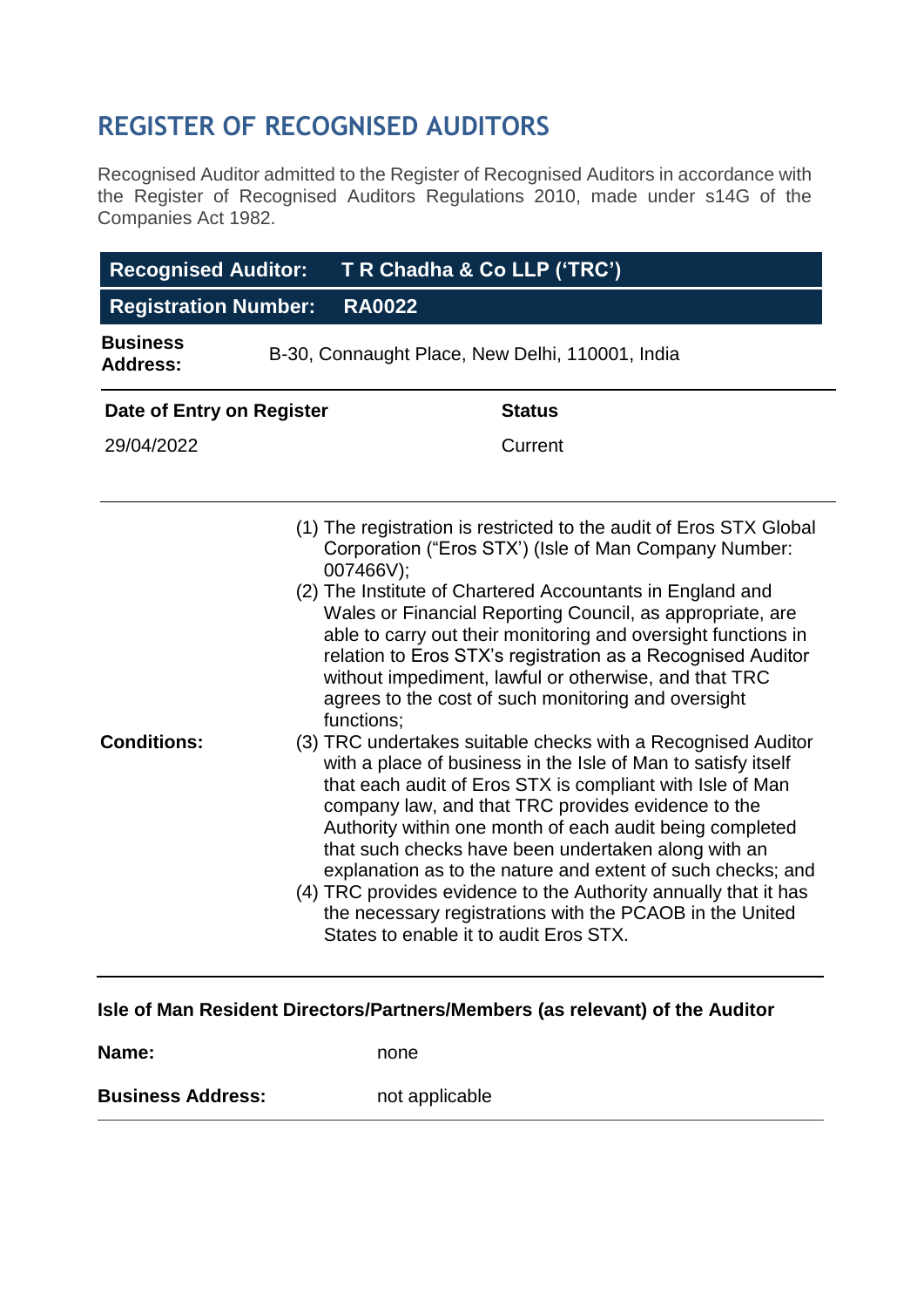# REGISTER OF RECOGNISED AUDITORS

Recognised Auditor admitted to the Register of Recognised Auditors in accordance with the Register of Recognised Auditors Regulations 2010, made under s14G of the Companies Act 1982.

| | |
|---|---|
| **Recognised Auditor:** | **T R Chadha & Co LLP ('TRC')** |
| **Registration Number:** | **RA0022** |
| **Business Address:** | B-30, Connaught Place, New Delhi, 110001, India |

| **Date of Entry on Register** | **Status** |
|---|---|
| 29/04/2022 | Current |

**Conditions:**

(1) The registration is restricted to the audit of Eros STX Global Corporation ("Eros STX') (Isle of Man Company Number: 007466V);

(2) The Institute of Chartered Accountants in England and Wales or Financial Reporting Council, as appropriate, are able to carry out their monitoring and oversight functions in relation to Eros STX's registration as a Recognised Auditor without impediment, lawful or otherwise, and that TRC agrees to the cost of such monitoring and oversight functions;

(3) TRC undertakes suitable checks with a Recognised Auditor with a place of business in the Isle of Man to satisfy itself that each audit of Eros STX is compliant with Isle of Man company law, and that TRC provides evidence to the Authority within one month of each audit being completed that such checks have been undertaken along with an explanation as to the nature and extent of such checks; and

(4) TRC provides evidence to the Authority annually that it has the necessary registrations with the PCAOB in the United States to enable it to audit Eros STX.

**Isle of Man Resident Directors/Partners/Members (as relevant) of the Auditor**

| | |
|---|---|
| **Name:** | none |
| **Business Address:** | not applicable |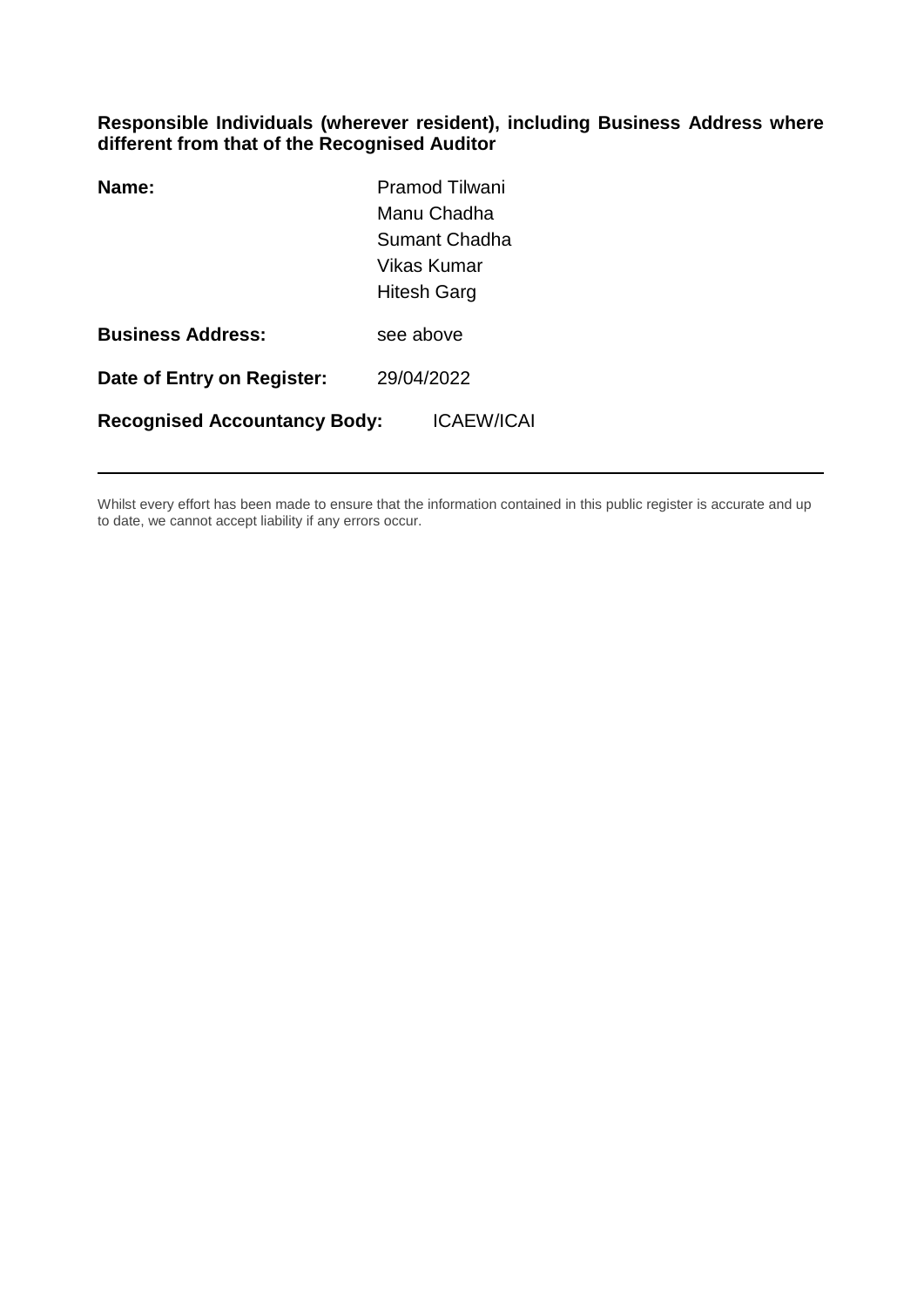**Responsible Individuals (wherever resident), including Business Address where different from that of the Recognised Auditor**

**Name:** Pramod Tilwani
Manu Chadha
Sumant Chadha
Vikas Kumar
Hitesh Garg

**Business Address:** see above

**Date of Entry on Register:** 29/04/2022

**Recognised Accountancy Body:** ICAEW/ICAI

---

Whilst every effort has been made to ensure that the information contained in this public register is accurate and up to date, we cannot accept liability if any errors occur.